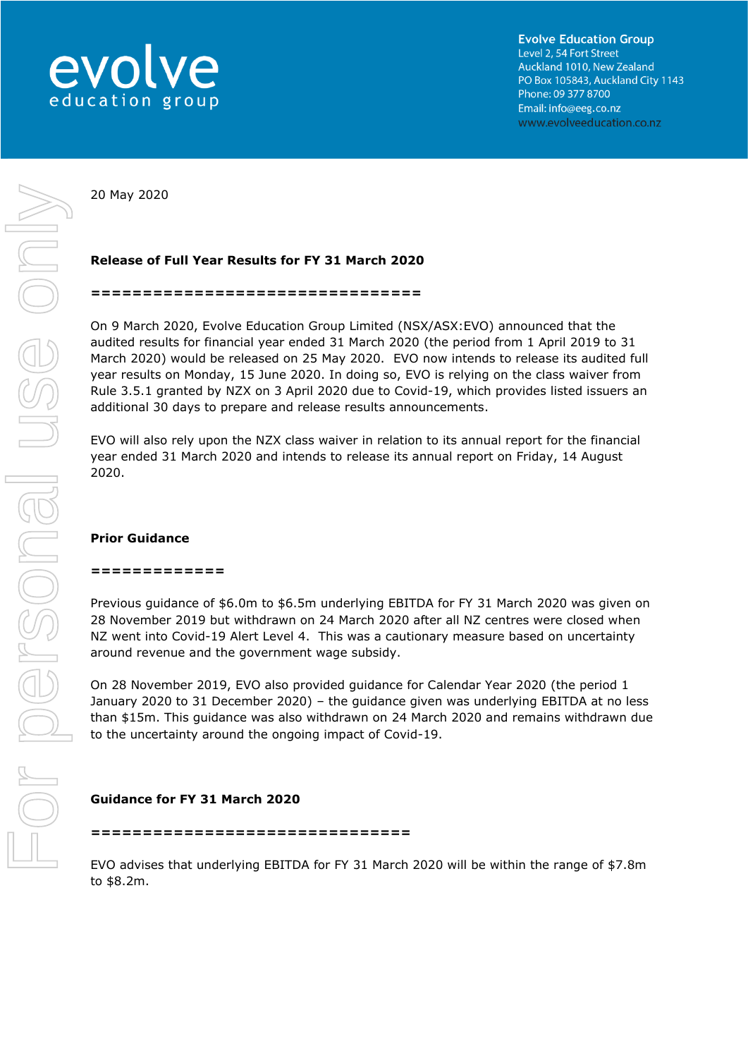**Evolve Education Group**
Level 2, 54 Fort Street
Auckland 1010, New Zealand
PO Box 105843, Auckland City 1143
Phone: 09 377 8700
Email: info@eeg.co.nz
www.evolveeducation.co.nz

20 May 2020

## Release of Full Year Results for FY 31 March 2020

On 9 March 2020, Evolve Education Group Limited (NSX/ASX:EVO) announced that the audited results for financial year ended 31 March 2020 (the period from 1 April 2019 to 31 March 2020) would be released on 25 May 2020. EVO now intends to release its audited full year results on Monday, 15 June 2020. In doing so, EVO is relying on the class waiver from Rule 3.5.1 granted by NZX on 3 April 2020 due to Covid-19, which provides listed issuers an additional 30 days to prepare and release results announcements.

EVO will also rely upon the NZX class waiver in relation to its annual report for the financial year ended 31 March 2020 and intends to release its annual report on Friday, 14 August 2020.

## Prior Guidance

Previous guidance of $6.0m to $6.5m underlying EBITDA for FY 31 March 2020 was given on 28 November 2019 but withdrawn on 24 March 2020 after all NZ centres were closed when NZ went into Covid-19 Alert Level 4. This was a cautionary measure based on uncertainty around revenue and the government wage subsidy.

On 28 November 2019, EVO also provided guidance for Calendar Year 2020 (the period 1 January 2020 to 31 December 2020) – the guidance given was underlying EBITDA at no less than $15m. This guidance was also withdrawn on 24 March 2020 and remains withdrawn due to the uncertainty around the ongoing impact of Covid-19.

## Guidance for FY 31 March 2020

EVO advises that underlying EBITDA for FY 31 March 2020 will be within the range of $7.8m to $8.2m.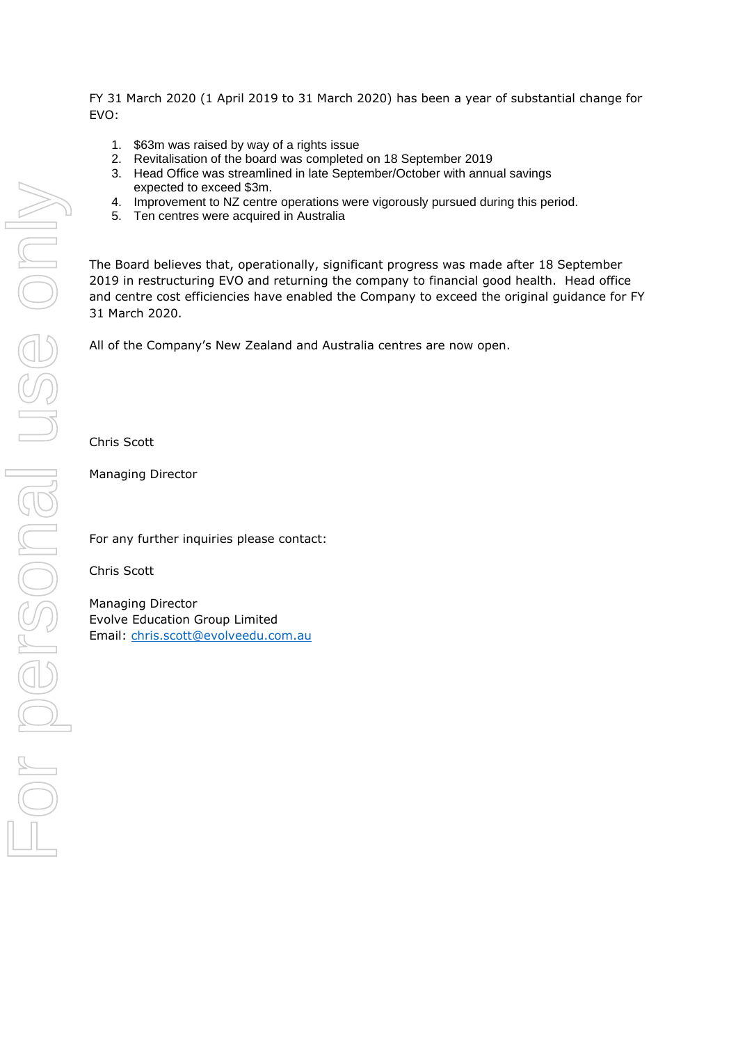FY 31 March 2020 (1 April 2019 to 31 March 2020) has been a year of substantial change for EVO:

1. $63m was raised by way of a rights issue
2. Revitalisation of the board was completed on 18 September 2019
3. Head Office was streamlined in late September/October with annual savings expected to exceed $3m.
4. Improvement to NZ centre operations were vigorously pursued during this period.
5. Ten centres were acquired in Australia

The Board believes that, operationally, significant progress was made after 18 September 2019 in restructuring EVO and returning the company to financial good health. Head office and centre cost efficiencies have enabled the Company to exceed the original guidance for FY 31 March 2020.

All of the Company's New Zealand and Australia centres are now open.

Chris Scott

Managing Director

For any further inquiries please contact:

Chris Scott

Managing Director
Evolve Education Group Limited
Email: chris.scott@evolveedu.com.au